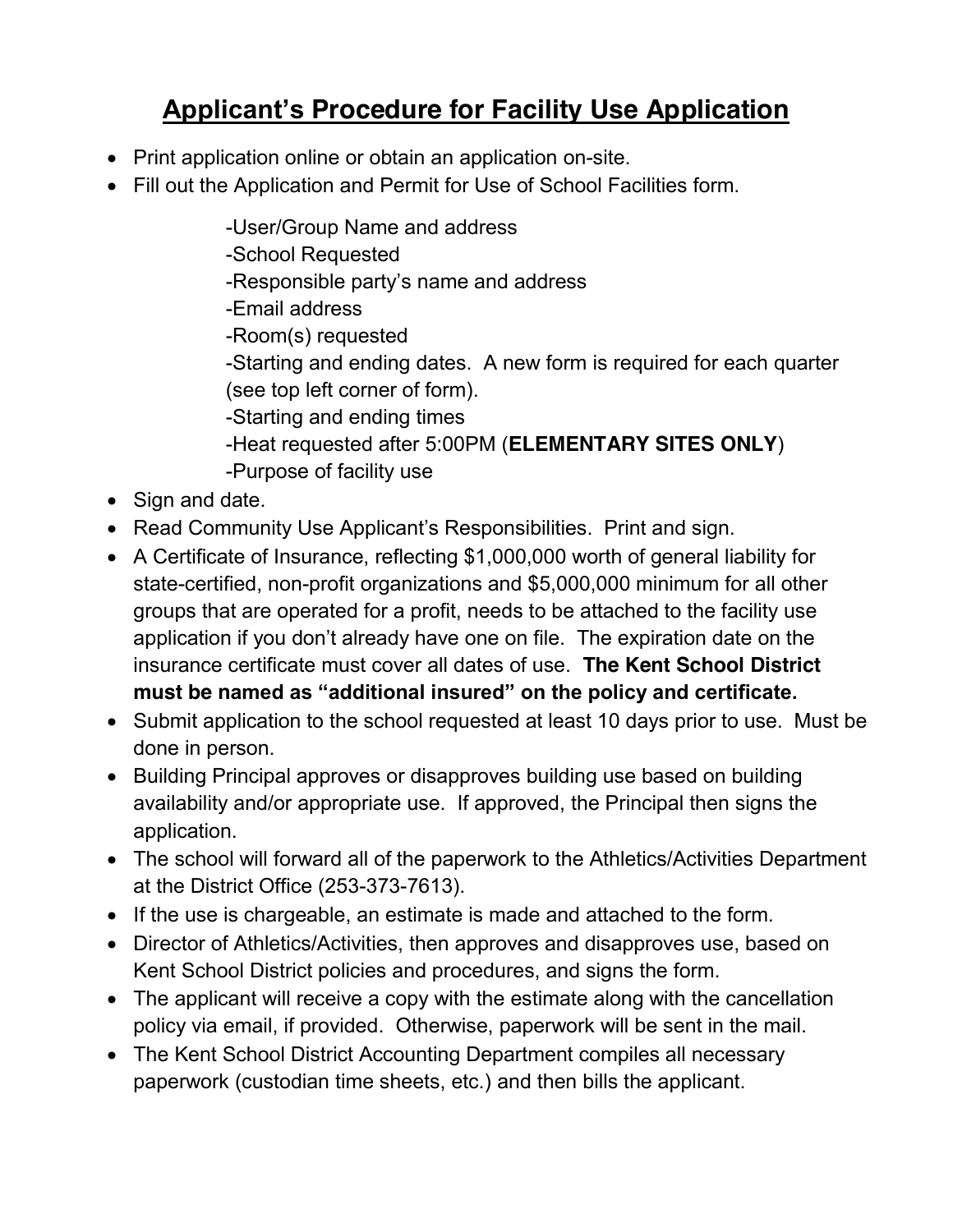# **Applicant's Procedure for Facility Use Application**

- Print application online or obtain an application on-site.
- Fill out the Application and Permit for Use of School Facilities form.

  -User/Group Name and address
  -School Requested
  -Responsible party's name and address
  -Email address
  -Room(s) requested
  -Starting and ending dates. A new form is required for each quarter (see top left corner of form).
  -Starting and ending times
  -Heat requested after 5:00PM (**ELEMENTARY SITES ONLY**)
  -Purpose of facility use

- Sign and date.
- Read Community Use Applicant's Responsibilities. Print and sign.
- A Certificate of Insurance, reflecting $1,000,000 worth of general liability for state-certified, non-profit organizations and $5,000,000 minimum for all other groups that are operated for a profit, needs to be attached to the facility use application if you don't already have one on file. The expiration date on the insurance certificate must cover all dates of use. **The Kent School District must be named as "additional insured" on the policy and certificate.**
- Submit application to the school requested at least 10 days prior to use. Must be done in person.
- Building Principal approves or disapproves building use based on building availability and/or appropriate use. If approved, the Principal then signs the application.
- The school will forward all of the paperwork to the Athletics/Activities Department at the District Office (253-373-7613).
- If the use is chargeable, an estimate is made and attached to the form.
- Director of Athletics/Activities, then approves and disapproves use, based on Kent School District policies and procedures, and signs the form.
- The applicant will receive a copy with the estimate along with the cancellation policy via email, if provided. Otherwise, paperwork will be sent in the mail.
- The Kent School District Accounting Department compiles all necessary paperwork (custodian time sheets, etc.) and then bills the applicant.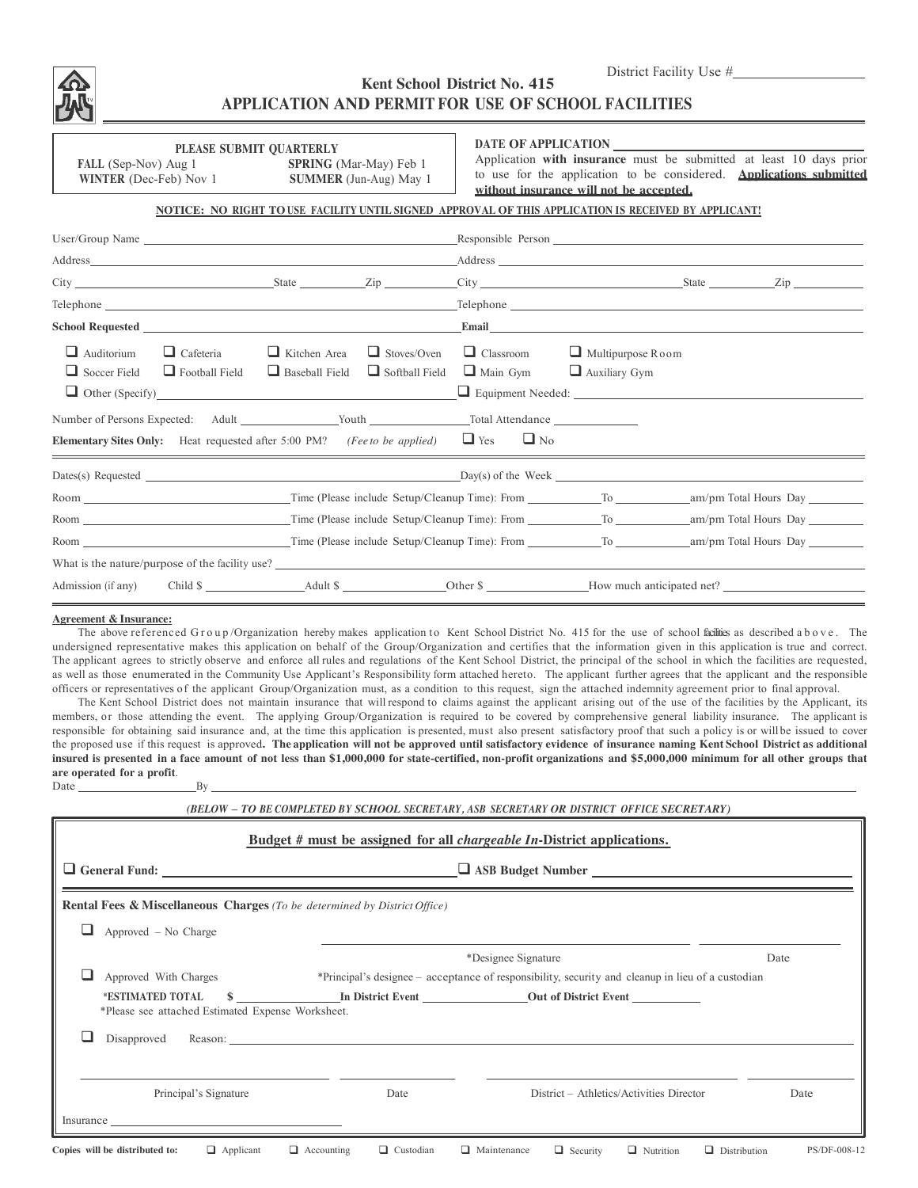District Facility Use #\_\_\_\_\_\_\_\_\_\_\_\_

# Kent School District No. 415

## APPLICATION AND PERMIT FOR USE OF SCHOOL FACILITIES

**PLEASE SUBMIT QUARTERLY**

**FALL** (Sep-Nov) Aug 1 **SPRING** (Mar-May) Feb 1
**WINTER** (Dec-Feb) Nov 1 **SUMMER** (Jun-Aug) May 1

**DATE OF APPLICATION** \_\_\_\_\_\_\_\_\_\_\_\_

Application **with insurance** must be submitted at least 10 days prior to use for the application to be considered. **Applications submitted without insurance will not be accepted.**

**NOTICE: NO RIGHT TO USE FACILITY UNTIL SIGNED APPROVAL OF THIS APPLICATION IS RECEIVED BY APPLICANT!**

User/Group Name \_\_\_\_\_\_\_\_\_\_\_\_ Responsible Person \_\_\_\_\_\_\_\_\_\_\_\_

Address \_\_\_\_\_\_\_\_\_\_\_\_ Address \_\_\_\_\_\_\_\_\_\_\_\_

City \_\_\_\_\_\_ State \_\_\_\_ Zip \_\_\_\_ City \_\_\_\_\_\_ State \_\_\_\_ Zip \_\_\_\_

Telephone \_\_\_\_\_\_\_\_\_\_\_\_ Telephone \_\_\_\_\_\_\_\_\_\_\_\_

**School Requested** \_\_\_\_\_\_\_\_\_\_\_\_ **Email** \_\_\_\_\_\_\_\_\_\_\_\_

- ☐ Auditorium ☐ Cafeteria ☐ Kitchen Area ☐ Stoves/Oven ☐ Classroom ☐ Multipurpose Room
- ☐ Soccer Field ☐ Football Field ☐ Baseball Field ☐ Softball Field ☐ Main Gym ☐ Auxiliary Gym
- ☐ Other (Specify) \_\_\_\_\_\_\_\_\_\_\_\_ ☐ Equipment Needed: \_\_\_\_\_\_\_\_\_\_\_\_

Number of Persons Expected: Adult \_\_\_\_\_\_ Youth \_\_\_\_\_\_ Total Attendance \_\_\_\_\_\_

**Elementary Sites Only:** Heat requested after 5:00 PM? *(Fee to be applied)* ☐ Yes ☐ No

Dates(s) Requested \_\_\_\_\_\_\_\_\_\_\_\_ Day(s) of the Week \_\_\_\_\_\_\_\_\_\_\_\_

Room \_\_\_\_\_\_ Time (Please include Setup/Cleanup Time): From \_\_\_\_\_\_ To \_\_\_\_\_\_ am/pm Total Hours Day \_\_\_\_

Room \_\_\_\_\_\_ Time (Please include Setup/Cleanup Time): From \_\_\_\_\_\_ To \_\_\_\_\_\_ am/pm Total Hours Day \_\_\_\_

Room \_\_\_\_\_\_ Time (Please include Setup/Cleanup Time): From \_\_\_\_\_\_ To \_\_\_\_\_\_ am/pm Total Hours Day \_\_\_\_

What is the nature/purpose of the facility use? \_\_\_\_\_\_\_\_\_\_\_\_

Admission (if any) Child $ \_\_\_\_\_\_ Adult $ \_\_\_\_\_\_ Other $ \_\_\_\_\_\_ How much anticipated net? \_\_\_\_\_\_

**Agreement & Insurance:**

The above referenced Group/Organization hereby makes application to Kent School District No. 415 for the use of school facilities as described above. The undersigned representative makes this application on behalf of the Group/Organization and certifies that the information given in this application is true and correct. The applicant agrees to strictly observe and enforce all rules and regulations of the Kent School District, the principal of the school in which the facilities are requested, as well as those enumerated in the Community Use Applicant's Responsibility form attached hereto. The applicant further agrees that the applicant and the responsible officers or representatives of the applicant Group/Organization must, as a condition to this request, sign the attached indemnity agreement prior to final approval.

The Kent School District does not maintain insurance that will respond to claims against the applicant arising out of the use of the facilities by the Applicant, its members, or those attending the event. The applying Group/Organization is required to be covered by comprehensive general liability insurance. The applicant is responsible for obtaining said insurance and, at the time this application is presented, must also present satisfactory proof that such a policy is or will be issued to cover the proposed use if this request is approved. **The application will not be approved until satisfactory evidence of insurance naming Kent School District as additional insured is presented in a face amount of not less than $1,000,000 for state-certified, non-profit organizations and $5,000,000 minimum for all other groups that are operated for a profit**.

Date \_\_\_\_\_\_\_\_ By \_\_\_\_\_\_\_\_\_\_\_\_

***(BELOW – TO BE COMPLETED BY SCHOOL SECRETARY, ASB SECRETARY OR DISTRICT OFFICE SECRETARY)***

**Budget # must be assigned for all *chargeable In*-District applications.**

☐ **General Fund:** \_\_\_\_\_\_\_\_\_\_\_\_ ☐ **ASB Budget Number** \_\_\_\_\_\_\_\_\_\_\_\_

**Rental Fees & Miscellaneous Charges** *(To be determined by District Office)*

☐ Approved – No Charge

\_\_\_\_\_\_\_\_\_\_\_\_ \_\_\_\_\_\_\_\_
*Designee Signature Date

☐ Approved With Charges *Principal's designee – acceptance of responsibility, security and cleanup in lieu of a custodian

**\*ESTIMATED TOTAL $** \_\_\_\_\_\_ **In District Event** \_\_\_\_\_\_ **Out of District Event** \_\_\_\_\_\_

*Please see attached Estimated Expense Worksheet.

☐ Disapproved Reason: \_\_\_\_\_\_\_\_\_\_\_\_

\_\_\_\_\_\_\_\_\_\_\_\_ \_\_\_\_\_\_ \_\_\_\_\_\_\_\_\_\_\_\_ \_\_\_\_\_\_
Principal's Signature Date District – Athletics/Activities Director Date

Insurance \_\_\_\_\_\_\_\_\_\_\_\_

**Copies will be distributed to:** ☐ Applicant ☐ Accounting ☐ Custodian ☐ Maintenance ☐ Security ☐ Nutrition ☐ Distribution

PS/DF-008-12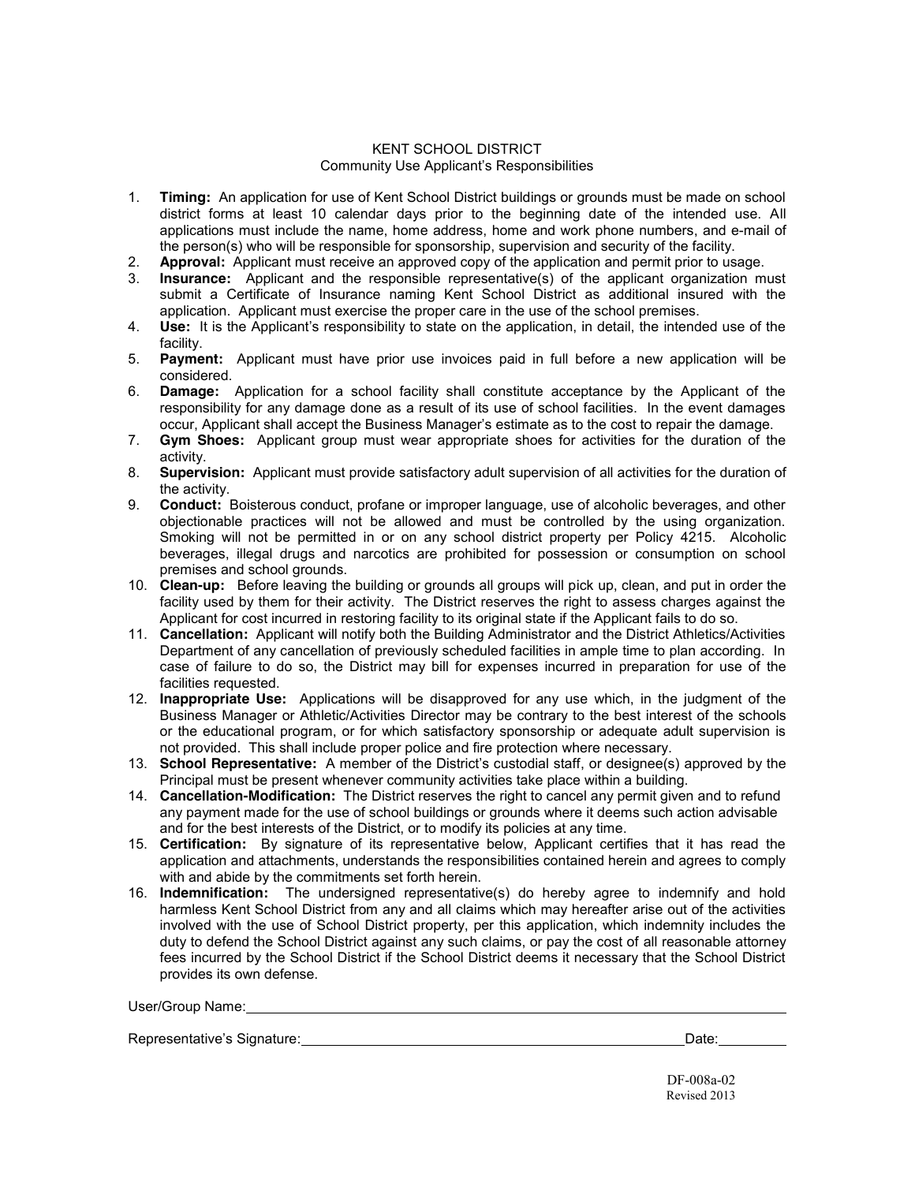KENT SCHOOL DISTRICT
Community Use Applicant's Responsibilities

1. **Timing:** An application for use of Kent School District buildings or grounds must be made on school district forms at least 10 calendar days prior to the beginning date of the intended use. All applications must include the name, home address, home and work phone numbers, and e-mail of the person(s) who will be responsible for sponsorship, supervision and security of the facility.
2. **Approval:** Applicant must receive an approved copy of the application and permit prior to usage.
3. **Insurance:** Applicant and the responsible representative(s) of the applicant organization must submit a Certificate of Insurance naming Kent School District as additional insured with the application. Applicant must exercise the proper care in the use of the school premises.
4. **Use:** It is the Applicant's responsibility to state on the application, in detail, the intended use of the facility.
5. **Payment:** Applicant must have prior use invoices paid in full before a new application will be considered.
6. **Damage:** Application for a school facility shall constitute acceptance by the Applicant of the responsibility for any damage done as a result of its use of school facilities. In the event damages occur, Applicant shall accept the Business Manager's estimate as to the cost to repair the damage.
7. **Gym Shoes:** Applicant group must wear appropriate shoes for activities for the duration of the activity.
8. **Supervision:** Applicant must provide satisfactory adult supervision of all activities for the duration of the activity.
9. **Conduct:** Boisterous conduct, profane or improper language, use of alcoholic beverages, and other objectionable practices will not be allowed and must be controlled by the using organization. Smoking will not be permitted in or on any school district property per Policy 4215. Alcoholic beverages, illegal drugs and narcotics are prohibited for possession or consumption on school premises and school grounds.
10. **Clean-up:** Before leaving the building or grounds all groups will pick up, clean, and put in order the facility used by them for their activity. The District reserves the right to assess charges against the Applicant for cost incurred in restoring facility to its original state if the Applicant fails to do so.
11. **Cancellation:** Applicant will notify both the Building Administrator and the District Athletics/Activities Department of any cancellation of previously scheduled facilities in ample time to plan according. In case of failure to do so, the District may bill for expenses incurred in preparation for use of the facilities requested.
12. **Inappropriate Use:** Applications will be disapproved for any use which, in the judgment of the Business Manager or Athletic/Activities Director may be contrary to the best interest of the schools or the educational program, or for which satisfactory sponsorship or adequate adult supervision is not provided. This shall include proper police and fire protection where necessary.
13. **School Representative:** A member of the District's custodial staff, or designee(s) approved by the Principal must be present whenever community activities take place within a building.
14. **Cancellation-Modification:** The District reserves the right to cancel any permit given and to refund any payment made for the use of school buildings or grounds where it deems such action advisable and for the best interests of the District, or to modify its policies at any time.
15. **Certification:** By signature of its representative below, Applicant certifies that it has read the application and attachments, understands the responsibilities contained herein and agrees to comply with and abide by the commitments set forth herein.
16. **Indemnification:** The undersigned representative(s) do hereby agree to indemnify and hold harmless Kent School District from any and all claims which may hereafter arise out of the activities involved with the use of School District property, per this application, which indemnity includes the duty to defend the School District against any such claims, or pay the cost of all reasonable attorney fees incurred by the School District if the School District deems it necessary that the School District provides its own defense.

User/Group Name:\_\_\_\_\_\_\_\_\_\_\_\_\_\_\_\_\_\_\_\_\_\_\_\_\_\_\_\_\_\_\_\_\_\_\_\_\_\_\_\_

Representative's Signature:\_\_\_\_\_\_\_\_\_\_\_\_\_\_\_\_\_\_\_\_\_\_\_\_\_\_\_\_\_\_ Date:\_\_\_\_\_\_\_\_\_\_

DF-008a-02
Revised 2013